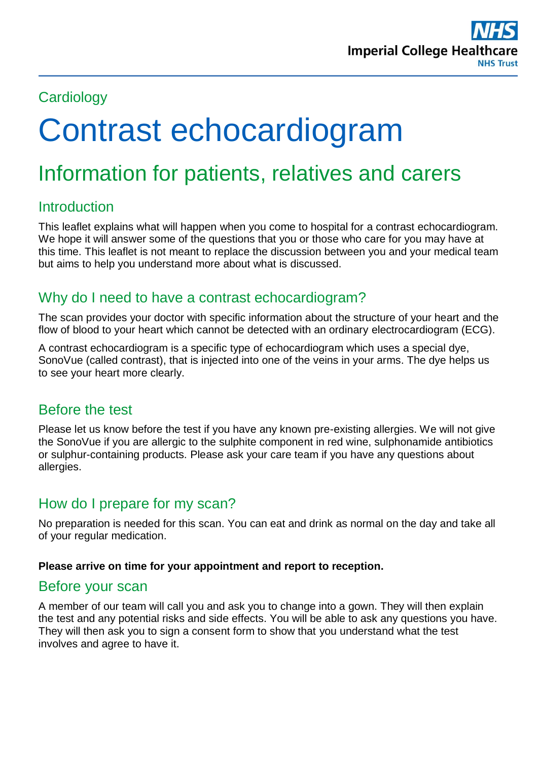Imperial College Healthcare NHS Trust

Cardiology

# Contrast echocardiogram

## Information for patients, relatives and carers

### Introduction

This leaflet explains what will happen when you come to hospital for a contrast echocardiogram. We hope it will answer some of the questions that you or those who care for you may have at this time. This leaflet is not meant to replace the discussion between you and your medical team but aims to help you understand more about what is discussed.

### Why do I need to have a contrast echocardiogram?

The scan provides your doctor with specific information about the structure of your heart and the flow of blood to your heart which cannot be detected with an ordinary electrocardiogram (ECG).

A contrast echocardiogram is a specific type of echocardiogram which uses a special dye, SonoVue (called contrast), that is injected into one of the veins in your arms. The dye helps us to see your heart more clearly.

### Before the test

Please let us know before the test if you have any known pre-existing allergies. We will not give the SonoVue if you are allergic to the sulphite component in red wine, sulphonamide antibiotics or sulphur-containing products. Please ask your care team if you have any questions about allergies.

### How do I prepare for my scan?

No preparation is needed for this scan. You can eat and drink as normal on the day and take all of your regular medication.

**Please arrive on time for your appointment and report to reception.**

### Before your scan

A member of our team will call you and ask you to change into a gown. They will then explain the test and any potential risks and side effects. You will be able to ask any questions you have. They will then ask you to sign a consent form to show that you understand what the test involves and agree to have it.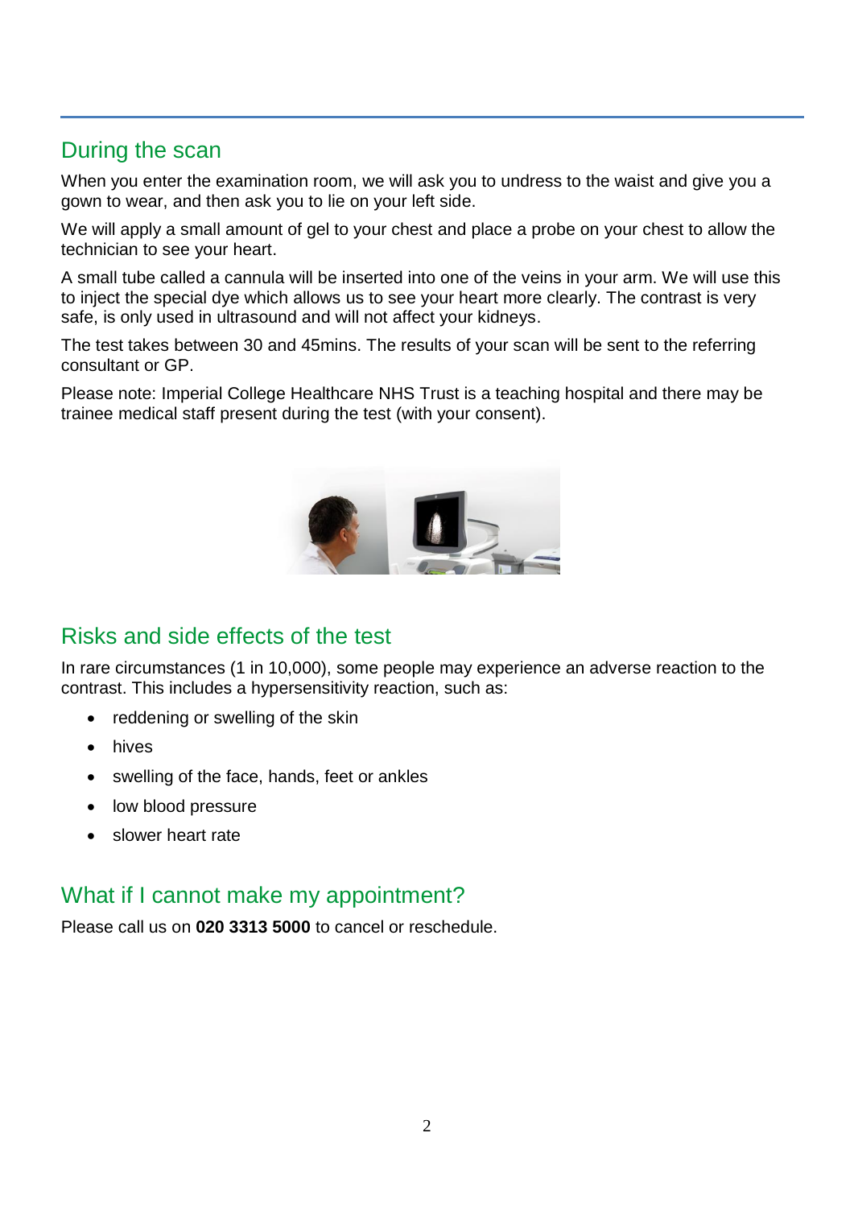## During the scan

When you enter the examination room, we will ask you to undress to the waist and give you a gown to wear, and then ask you to lie on your left side.

We will apply a small amount of gel to your chest and place a probe on your chest to allow the technician to see your heart.

A small tube called a cannula will be inserted into one of the veins in your arm. We will use this to inject the special dye which allows us to see your heart more clearly. The contrast is very safe, is only used in ultrasound and will not affect your kidneys.

The test takes between 30 and 45mins. The results of your scan will be sent to the referring consultant or GP.

Please note: Imperial College Healthcare NHS Trust is a teaching hospital and there may be trainee medical staff present during the test (with your consent).

## Risks and side effects of the test

In rare circumstances (1 in 10,000), some people may experience an adverse reaction to the contrast. This includes a hypersensitivity reaction, such as:

- reddening or swelling of the skin
- hives
- swelling of the face, hands, feet or ankles
- low blood pressure
- slower heart rate

## What if I cannot make my appointment?

Please call us on **020 3313 5000** to cancel or reschedule.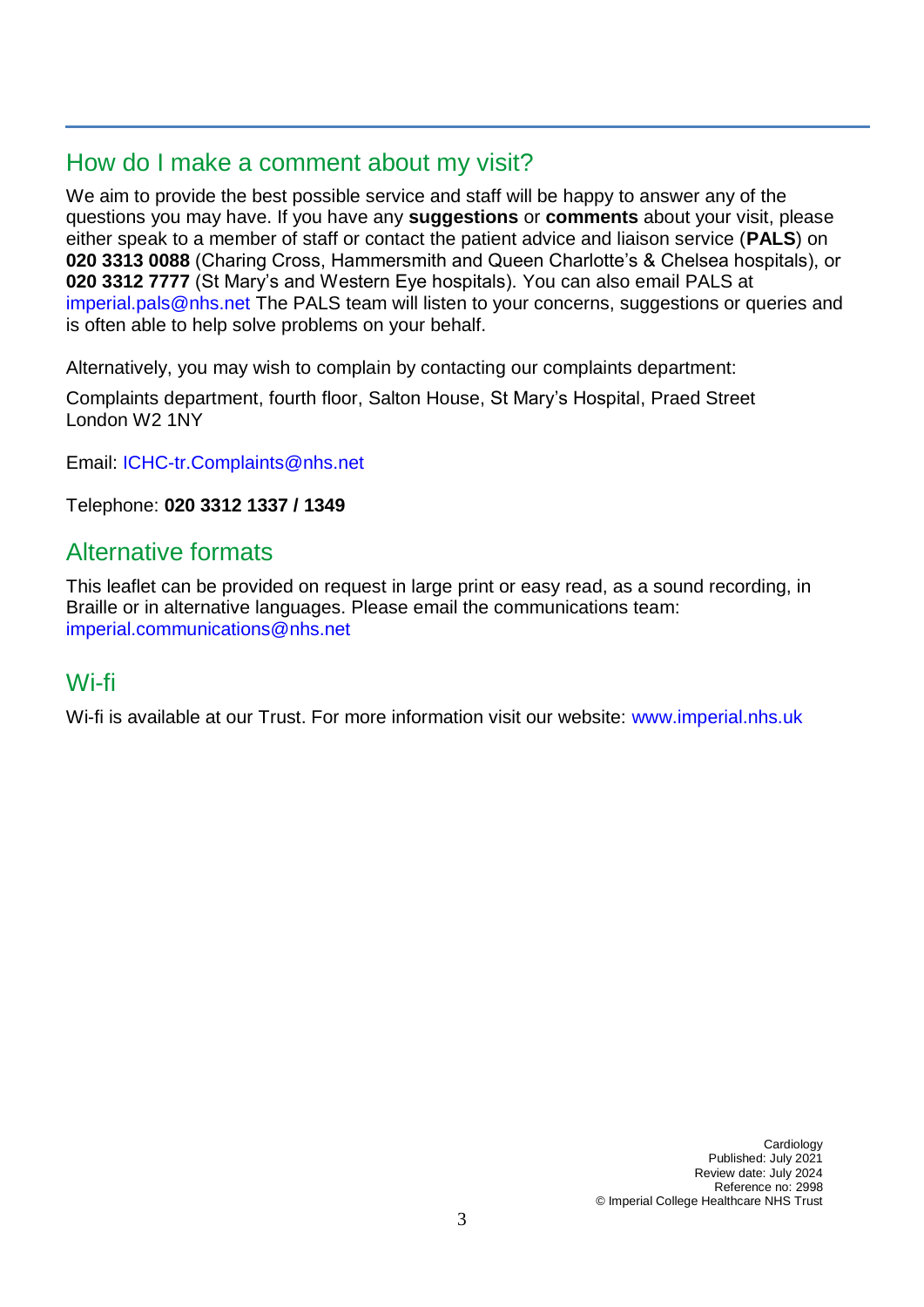## How do I make a comment about my visit?

We aim to provide the best possible service and staff will be happy to answer any of the questions you may have. If you have any **suggestions** or **comments** about your visit, please either speak to a member of staff or contact the patient advice and liaison service (**PALS**) on **020 3313 0088** (Charing Cross, Hammersmith and Queen Charlotte's & Chelsea hospitals), or **020 3312 7777** (St Mary's and Western Eye hospitals). You can also email PALS at imperial.pals@nhs.net The PALS team will listen to your concerns, suggestions or queries and is often able to help solve problems on your behalf.

Alternatively, you may wish to complain by contacting our complaints department:

Complaints department, fourth floor, Salton House, St Mary's Hospital, Praed Street
London W2 1NY

Email: ICHC-tr.Complaints@nhs.net

Telephone: **020 3312 1337 / 1349**

## Alternative formats

This leaflet can be provided on request in large print or easy read, as a sound recording, in Braille or in alternative languages. Please email the communications team: imperial.communications@nhs.net

## Wi-fi

Wi-fi is available at our Trust. For more information visit our website: www.imperial.nhs.uk

Cardiology
Published: July 2021
Review date: July 2024
Reference no: 2998
© Imperial College Healthcare NHS Trust